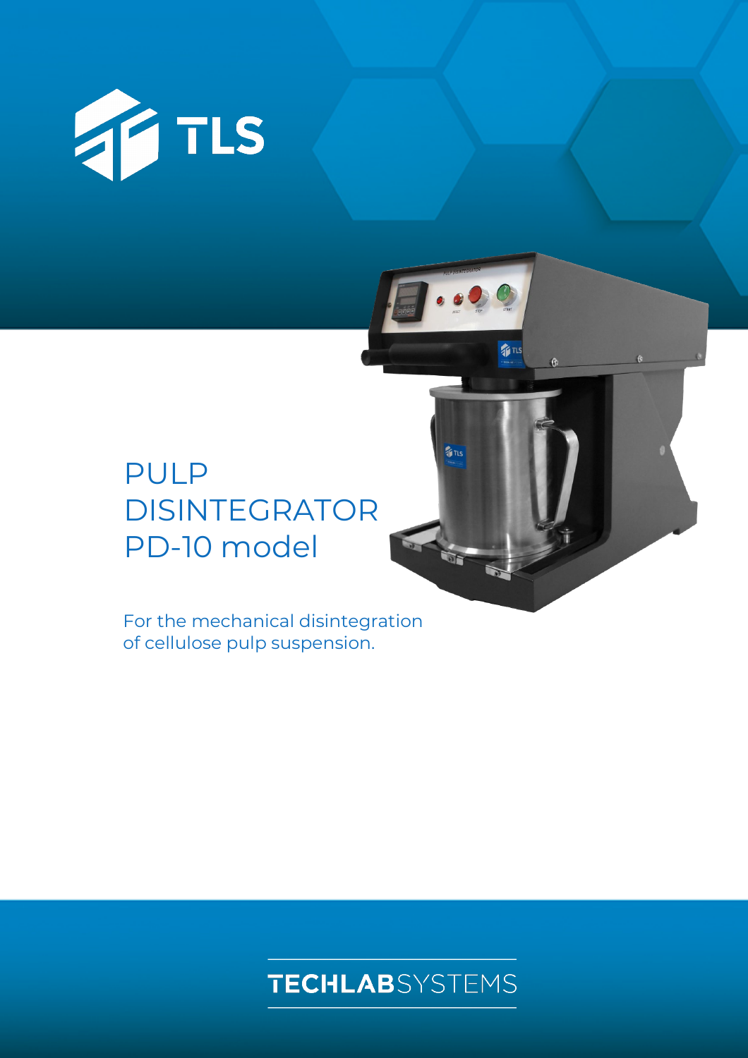TLS

# PULP DISINTEGRATOR PD-10 model

For the mechanical disintegration of cellulose pulp suspension.

TECHLABSYSTEMS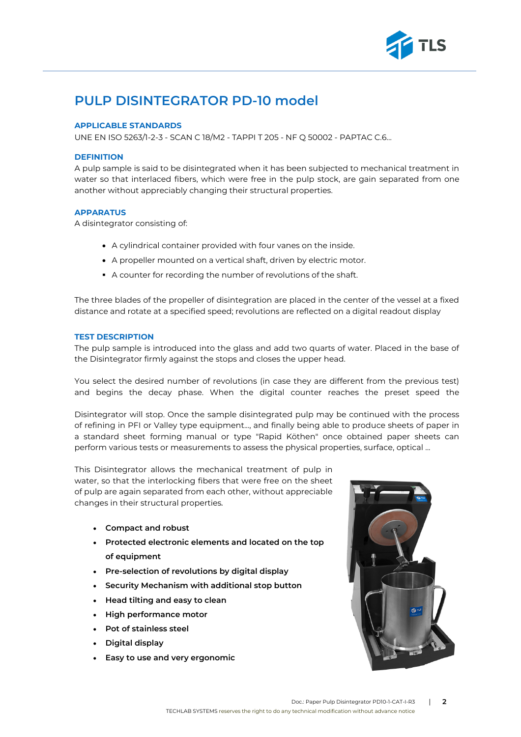# PULP DISINTEGRATOR PD-10 model

### APPLICABLE STANDARDS

UNE EN ISO 5263/1-2-3 - SCAN C 18/M2 - TAPPI T 205 - NF Q 50002 - PAPTAC C.6...

### DEFINITION

A pulp sample is said to be disintegrated when it has been subjected to mechanical treatment in water so that interlaced fibers, which were free in the pulp stock, are gain separated from one another without appreciably changing their structural properties.

### APPARATUS

A disintegrator consisting of:

- A cylindrical container provided with four vanes on the inside.
- A propeller mounted on a vertical shaft, driven by electric motor.
- A counter for recording the number of revolutions of the shaft.

The three blades of the propeller of disintegration are placed in the center of the vessel at a fixed distance and rotate at a specified speed; revolutions are reflected on a digital readout display

### TEST DESCRIPTION

The pulp sample is introduced into the glass and add two quarts of water. Placed in the base of the Disintegrator firmly against the stops and closes the upper head.

You select the desired number of revolutions (in case they are different from the previous test) and begins the decay phase. When the digital counter reaches the preset speed the

Disintegrator will stop. Once the sample disintegrated pulp may be continued with the process of refining in PFI or Valley type equipment..., and finally being able to produce sheets of paper in a standard sheet forming manual or type "Rapid Köthen" once obtained paper sheets can perform various tests or measurements to assess the physical properties, surface, optical ...

This Disintegrator allows the mechanical treatment of pulp in water, so that the interlocking fibers that were free on the sheet of pulp are again separated from each other, without appreciable changes in their structural properties.

- **Compact and robust**
- **Protected electronic elements and located on the top of equipment**
- **Pre-selection of revolutions by digital display**
- **Security Mechanism with additional stop button**
- **Head tilting and easy to clean**
- **High performance motor**
- **Pot of stainless steel**
- **Digital display**
- **Easy to use and very ergonomic**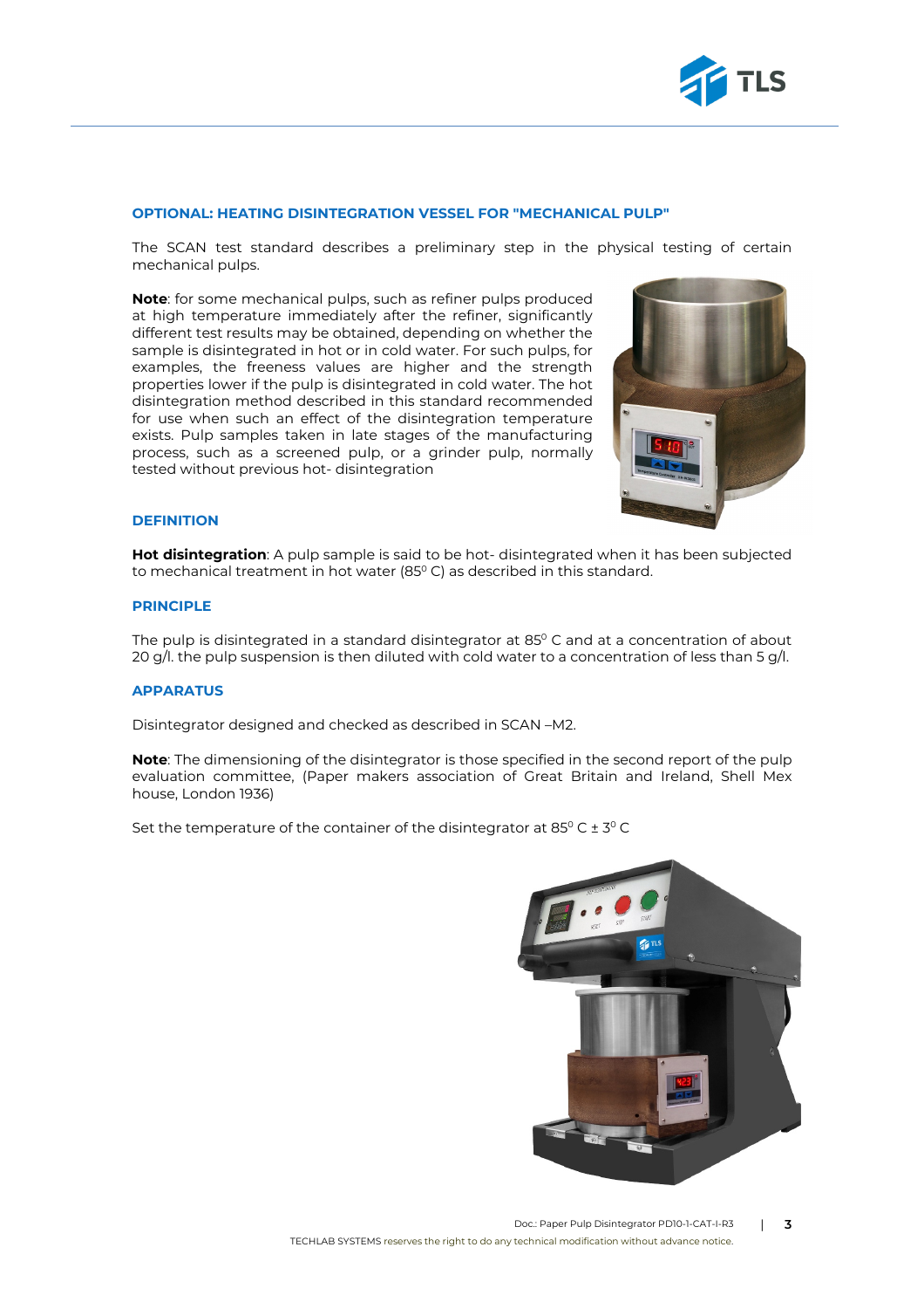### OPTIONAL: HEATING DISINTEGRATION VESSEL FOR "MECHANICAL PULP"

The SCAN test standard describes a preliminary step in the physical testing of certain mechanical pulps.

**Note**: for some mechanical pulps, such as refiner pulps produced at high temperature immediately after the refiner, significantly different test results may be obtained, depending on whether the sample is disintegrated in hot or in cold water. For such pulps, for examples, the freeness values are higher and the strength properties lower if the pulp is disintegrated in cold water. The hot disintegration method described in this standard recommended for use when such an effect of the disintegration temperature exists. Pulp samples taken in late stages of the manufacturing process, such as a screened pulp, or a grinder pulp, normally tested without previous hot- disintegration

### DEFINITION

**Hot disintegration**: A pulp sample is said to be hot- disintegrated when it has been subjected to mechanical treatment in hot water ($85^0$ C) as described in this standard.

### PRINCIPLE

The pulp is disintegrated in a standard disintegrator at $85^0$ C and at a concentration of about 20 g/l. the pulp suspension is then diluted with cold water to a concentration of less than 5 g/l.

### APPARATUS

Disintegrator designed and checked as described in SCAN –M2.

**Note**: The dimensioning of the disintegrator is those specified in the second report of the pulp evaluation committee, (Paper makers association of Great Britain and Ireland, Shell Mex house, London 1936)

Set the temperature of the container of the disintegrator at $85^0$ C ± $3^0$ C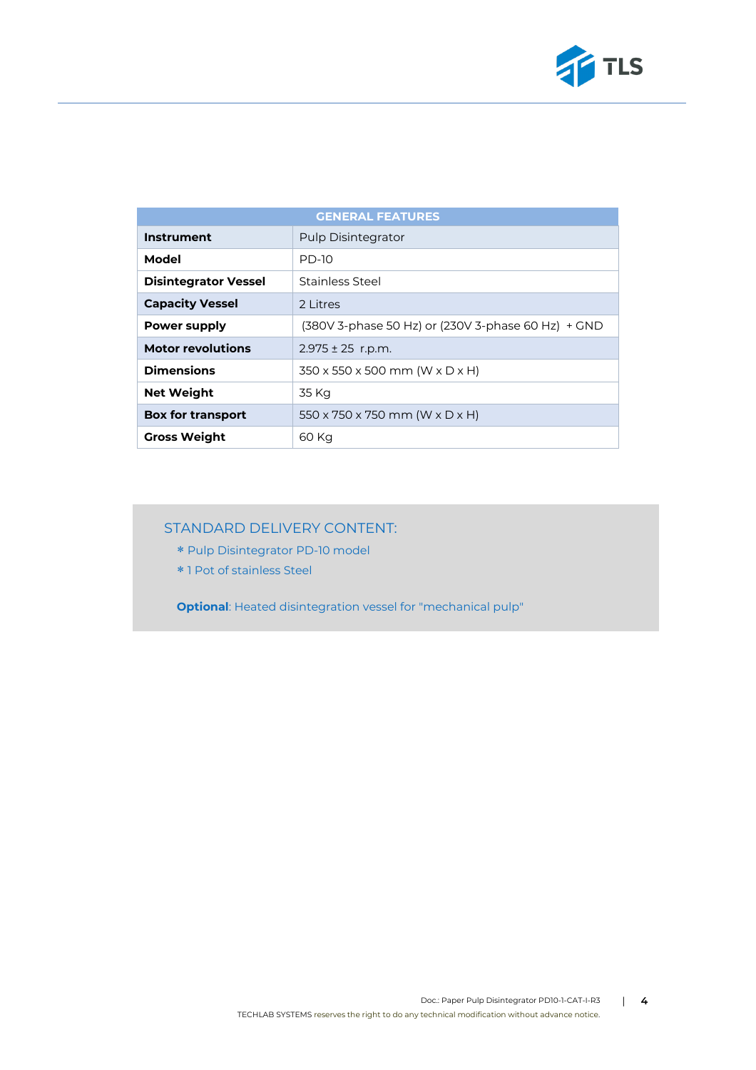| GENERAL FEATURES | |
|---|---|
| **Instrument** | Pulp Disintegrator |
| **Model** | PD-10 |
| **Disintegrator Vessel** | Stainless Steel |
| **Capacity Vessel** | 2 Litres |
| **Power supply** | (380V 3-phase 50 Hz) or (230V 3-phase 60 Hz) + GND |
| **Motor revolutions** | 2.975 ± 25 r.p.m. |
| **Dimensions** | 350 x 550 x 500 mm (W x D x H) |
| **Net Weight** | 35 Kg |
| **Box for transport** | 550 x 750 x 750 mm (W x D x H) |
| **Gross Weight** | 60 Kg |

## STANDARD DELIVERY CONTENT:

* Pulp Disintegrator PD-10 model
* 1 Pot of stainless Steel

**Optional**: Heated disintegration vessel for "mechanical pulp"

Doc.: Paper Pulp Disintegrator PD10-1-CAT-I-R3

TECHLAB SYSTEMS reserves the right to do any technical modification without advance notice.